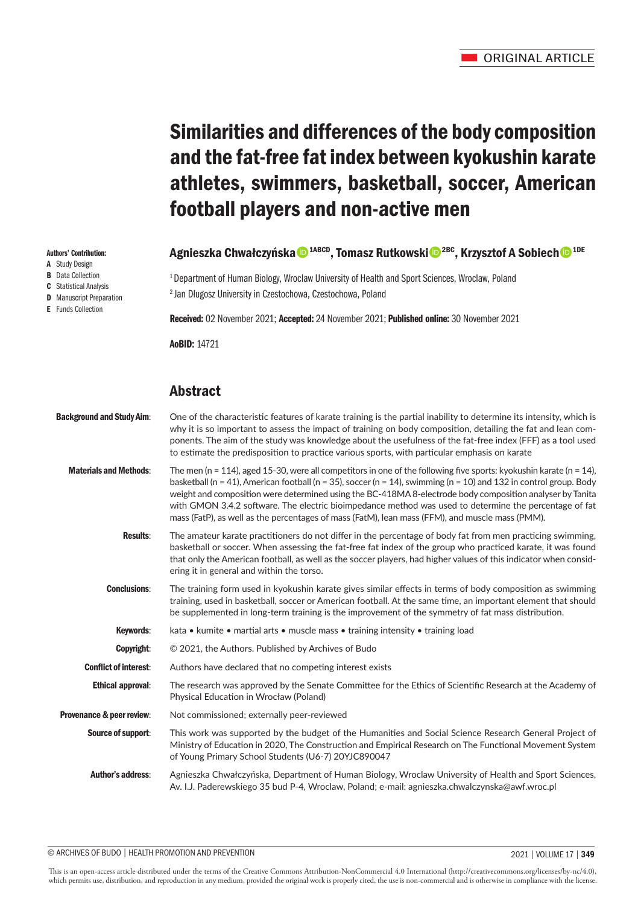ORIGINAL ARTICLE

# Similarities and differences of the body composition and the fat-free fat index between kyokushin karate athletes, swimmers, basketball, soccer, American football players and non-active men

**Authors' Contribution:**
- **A** Study Design
- **B** Data Collection
- **C** Statistical Analysis
- **D** Manuscript Preparation
- **E** Funds Collection

**Agnieszka Chwałczyńska** [1ABCD], **Tomasz Rutkowski** [2BC], **Krzysztof A Sobiech** [1DE]

[1] Department of Human Biology, Wroclaw University of Health and Sport Sciences, Wroclaw, Poland
[2] Jan Długosz University in Czestochowa, Czestochowa, Poland

**Received:** 02 November 2021; **Accepted:** 24 November 2021; **Published online:** 30 November 2021

**AoBID:** 14721

## Abstract

**Background and Study Aim:** One of the characteristic features of karate training is the partial inability to determine its intensity, which is why it is so important to assess the impact of training on body composition, detailing the fat and lean components. The aim of the study was knowledge about the usefulness of the fat-free index (FFF) as a tool used to estimate the predisposition to practice various sports, with particular emphasis on karate

**Materials and Methods:** The men (n = 114), aged 15-30, were all competitors in one of the following five sports: kyokushin karate (n = 14), basketball (n = 41), American football (n = 35), soccer (n = 14), swimming (n = 10) and 132 in control group. Body weight and composition were determined using the BC-418MA 8-electrode body composition analyser by Tanita with GMON 3.4.2 software. The electric bioimpedance method was used to determine the percentage of fat mass (FatP), as well as the percentages of mass (FatM), lean mass (FFM), and muscle mass (PMM).

**Results:** The amateur karate practitioners do not differ in the percentage of body fat from men practicing swimming, basketball or soccer. When assessing the fat-free fat index of the group who practiced karate, it was found that only the American football, as well as the soccer players, had higher values of this indicator when considering it in general and within the torso.

**Conclusions:** The training form used in kyokushin karate gives similar effects in terms of body composition as swimming training, used in basketball, soccer or American football. At the same time, an important element that should be supplemented in long-term training is the improvement of the symmetry of fat mass distribution.

**Keywords:** kata • kumite • martial arts • muscle mass • training intensity • training load

**Copyright:** © 2021, the Authors. Published by Archives of Budo

**Conflict of interest:** Authors have declared that no competing interest exists

**Ethical approval:** The research was approved by the Senate Committee for the Ethics of Scientific Research at the Academy of Physical Education in Wrocław (Poland)

**Provenance & peer review:** Not commissioned; externally peer-reviewed

**Source of support:** This work was supported by the budget of the Humanities and Social Science Research General Project of Ministry of Education in 2020, The Construction and Empirical Research on The Functional Movement System of Young Primary School Students (U6-7) 20YJC890047

**Author's address:** Agnieszka Chwałczyńska, Department of Human Biology, Wroclaw University of Health and Sport Sciences, Av. I.J. Paderewskiego 35 bud P-4, Wroclaw, Poland; e-mail: agnieszka.chwalczynska@awf.wroc.pl

This is an open-access article distributed under the terms of the Creative Commons Attribution-NonCommercial 4.0 International (http://creativecommons.org/licenses/by-nc/4.0), which permits use, distribution, and reproduction in any medium, provided the original work is properly cited, the use is non-commercial and is otherwise in compliance with the license.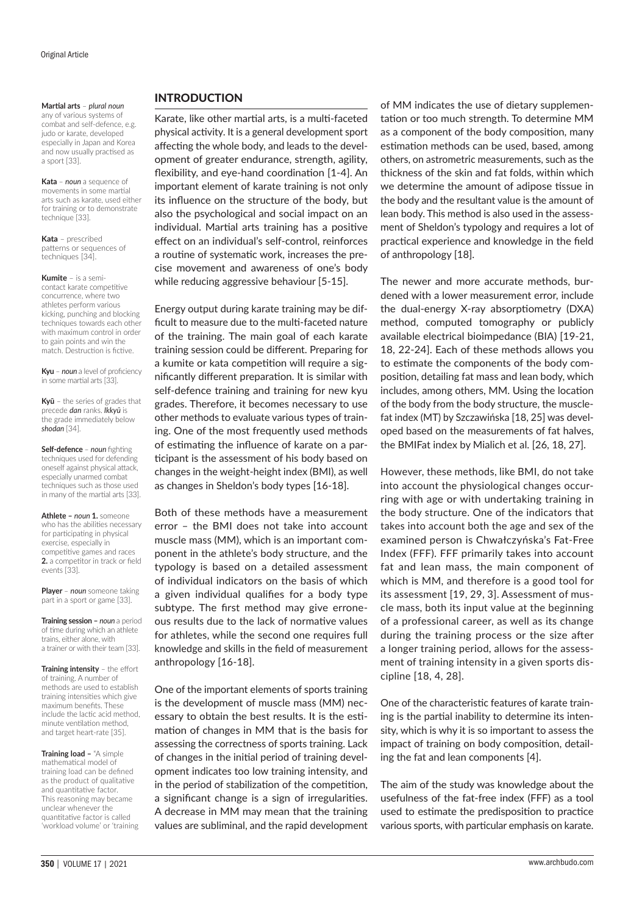**Martial arts** – *plural noun* any of various systems of combat and self-defence, e.g. judo or karate, developed especially in Japan and Korea and now usually practised as a sport [33].

**Kata** – *noun* a sequence of movements in some martial arts such as karate, used either for training or to demonstrate technique [33].

**Kata** – prescribed patterns or sequences of techniques [34].

**Kumite** – is a semi-contact karate competitive concurrence, where two athletes perform various kicking, punching and blocking techniques towards each other with maximum control in order to gain points and win the match. Destruction is fictive.

**Kyu** – *noun* a level of proficiency in some martial arts [33].

**Kyū** – the series of grades that precede ***dan*** ranks. ***Ikkyū*** is the grade immediately below ***shodan*** [34].

**Self-defence** – *noun* fighting techniques used for defending oneself against physical attack, especially unarmed combat techniques such as those used in many of the martial arts [33].

**Athlete –** *noun* **1.** someone who has the abilities necessary for participating in physical exercise, especially in competitive games and races **2.** a competitor in track or field events [33].

**Player** – *noun* someone taking part in a sport or game [33].

**Training session –** *noun* a period of time during which an athlete trains, either alone, with a trainer or with their team [33].

**Training intensity** – the effort of training. A number of methods are used to establish training intensities which give maximum benefits. These include the lactic acid method, minute ventilation method, and target heart-rate [35].

**Training load –** "A simple mathematical model of training load can be defined as the product of qualitative and quantitative factor. This reasoning may became unclear whenever the quantitative factor is called 'workload volume' or 'training

## INTRODUCTION

Karate, like other martial arts, is a multi-faceted physical activity. It is a general development sport affecting the whole body, and leads to the development of greater endurance, strength, agility, flexibility, and eye-hand coordination [1-4]. An important element of karate training is not only its influence on the structure of the body, but also the psychological and social impact on an individual. Martial arts training has a positive effect on an individual's self-control, reinforces a routine of systematic work, increases the precise movement and awareness of one's body while reducing aggressive behaviour [5-15].

Energy output during karate training may be difficult to measure due to the multi-faceted nature of the training. The main goal of each karate training session could be different. Preparing for a kumite or kata competition will require a significantly different preparation. It is similar with self-defence training and training for new kyu grades. Therefore, it becomes necessary to use other methods to evaluate various types of training. One of the most frequently used methods of estimating the influence of karate on a participant is the assessment of his body based on changes in the weight-height index (BMI), as well as changes in Sheldon's body types [16-18].

Both of these methods have a measurement error – the BMI does not take into account muscle mass (MM), which is an important component in the athlete's body structure, and the typology is based on a detailed assessment of individual indicators on the basis of which a given individual qualifies for a body type subtype. The first method may give erroneous results due to the lack of normative values for athletes, while the second one requires full knowledge and skills in the field of measurement anthropology [16-18].

One of the important elements of sports training is the development of muscle mass (MM) necessary to obtain the best results. It is the estimation of changes in MM that is the basis for assessing the correctness of sports training. Lack of changes in the initial period of training development indicates too low training intensity, and in the period of stabilization of the competition, a significant change is a sign of irregularities. A decrease in MM may mean that the training values are subliminal, and the rapid development of MM indicates the use of dietary supplementation or too much strength. To determine MM as a component of the body composition, many estimation methods can be used, based, among others, on astrometric measurements, such as the thickness of the skin and fat folds, within which we determine the amount of adipose tissue in the body and the resultant value is the amount of lean body. This method is also used in the assessment of Sheldon's typology and requires a lot of practical experience and knowledge in the field of anthropology [18].

The newer and more accurate methods, burdened with a lower measurement error, include the dual-energy X-ray absorptiometry (DXA) method, computed tomography or publicly available electrical bioimpedance (BIA) [19-21, 18, 22-24]. Each of these methods allows you to estimate the components of the body composition, detailing fat mass and lean body, which includes, among others, MM. Using the location of the body from the body structure, the muscle-fat index (MT) by Szczawińska [18, 25] was developed based on the measurements of fat halves, the BMIFat index by Mialich et al. [26, 18, 27].

However, these methods, like BMI, do not take into account the physiological changes occurring with age or with undertaking training in the body structure. One of the indicators that takes into account both the age and sex of the examined person is Chwałczyńska's Fat-Free Index (FFF). FFF primarily takes into account fat and lean mass, the main component of which is MM, and therefore is a good tool for its assessment [19, 29, 3]. Assessment of muscle mass, both its input value at the beginning of a professional career, as well as its change during the training process or the size after a longer training period, allows for the assessment of training intensity in a given sports discipline [18, 4, 28].

One of the characteristic features of karate training is the partial inability to determine its intensity, which is why it is so important to assess the impact of training on body composition, detailing the fat and lean components [4].

The aim of the study was knowledge about the usefulness of the fat-free index (FFF) as a tool used to estimate the predisposition to practice various sports, with particular emphasis on karate.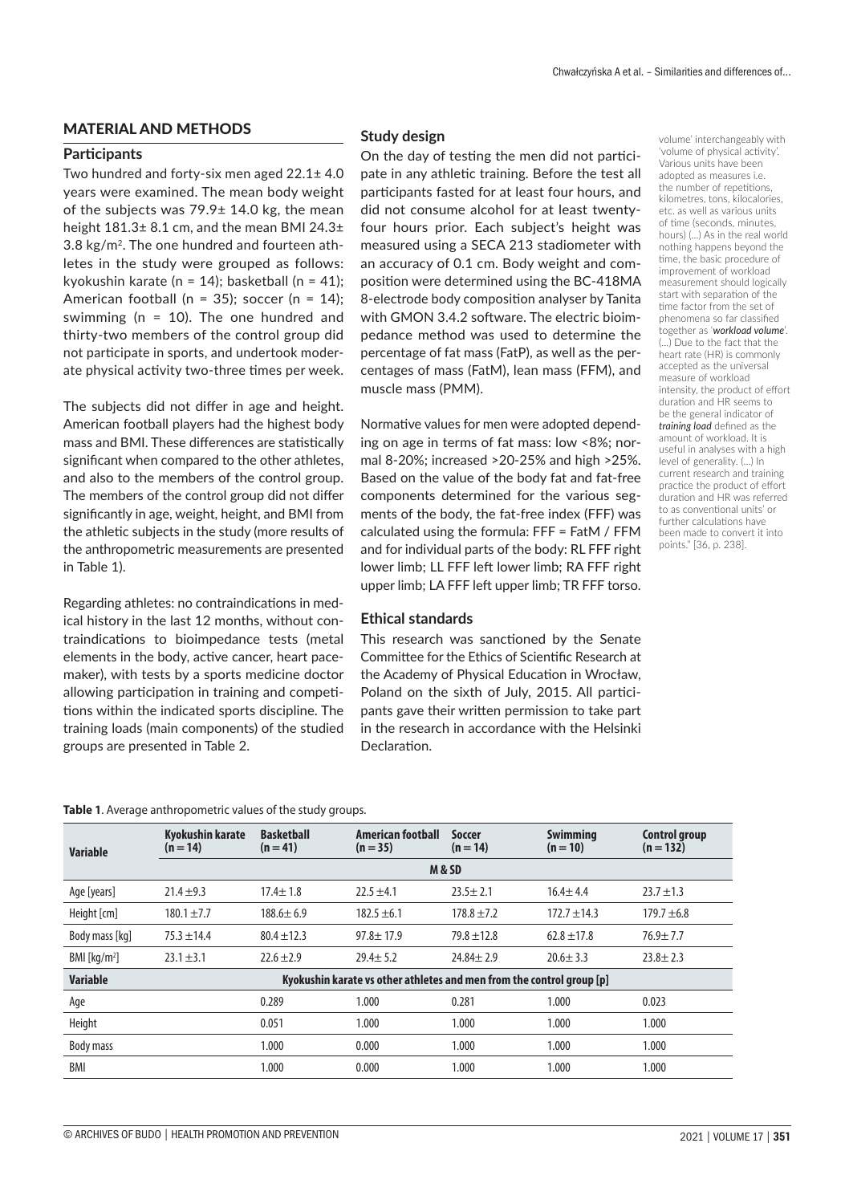## MATERIAL AND METHODS

### Participants

Two hundred and forty-six men aged 22.1± 4.0 years were examined. The mean body weight of the subjects was 79.9± 14.0 kg, the mean height 181.3± 8.1 cm, and the mean BMI 24.3± 3.8 kg/m$^2$. The one hundred and fourteen athletes in the study were grouped as follows: kyokushin karate (n = 14); basketball (n = 41); American football (n = 35); soccer (n = 14); swimming (n = 10). The one hundred and thirty-two members of the control group did not participate in sports, and undertook moderate physical activity two-three times per week.

The subjects did not differ in age and height. American football players had the highest body mass and BMI. These differences are statistically significant when compared to the other athletes, and also to the members of the control group. The members of the control group did not differ significantly in age, weight, height, and BMI from the athletic subjects in the study (more results of the anthropometric measurements are presented in Table 1).

Regarding athletes: no contraindications in medical history in the last 12 months, without contraindications to bioimpedance tests (metal elements in the body, active cancer, heart pacemaker), with tests by a sports medicine doctor allowing participation in training and competitions within the indicated sports discipline. The training loads (main components) of the studied groups are presented in Table 2.

### Study design

On the day of testing the men did not participate in any athletic training. Before the test all participants fasted for at least four hours, and did not consume alcohol for at least twenty-four hours prior. Each subject's height was measured using a SECA 213 stadiometer with an accuracy of 0.1 cm. Body weight and composition were determined using the BC-418MA 8-electrode body composition analyser by Tanita with GMON 3.4.2 software. The electric bioimpedance method was used to determine the percentage of fat mass (FatP), as well as the percentages of mass (FatM), lean mass (FFM), and muscle mass (PMM).

Normative values for men were adopted depending on age in terms of fat mass: low <8%; normal 8-20%; increased >20-25% and high >25%. Based on the value of the body fat and fat-free components determined for the various segments of the body, the fat-free index (FFF) was calculated using the formula: FFF = FatM / FFM and for individual parts of the body: RL FFF right lower limb; LL FFF left lower limb; RA FFF right upper limb; LA FFF left upper limb; TR FFF torso.

### Ethical standards

This research was sanctioned by the Senate Committee for the Ethics of Scientific Research at the Academy of Physical Education in Wrocław, Poland on the sixth of July, 2015. All participants gave their written permission to take part in the research in accordance with the Helsinki Declaration.

volume' interchangeably with 'volume of physical activity'. Various units have been adopted as measures i.e. the number of repetitions, kilometres, tons, kilocalories, etc. as well as various units of time (seconds, minutes, hours) (...) As in the real world nothing happens beyond the time, the basic procedure of improvement of workload measurement should logically start with separation of the time factor from the set of phenomena so far classified together as '***workload volume***'. (...) Due to the fact that the heart rate (HR) is commonly accepted as the universal measure of workload intensity, the product of effort duration and HR seems to be the general indicator of ***training load*** defined as the amount of workload. It is useful in analyses with a high level of generality. (...) In current research and training practice the product of effort duration and HR was referred to as conventional units' or further calculations have been made to convert it into points." [36, p. 238].

**Table 1**. Average anthropometric values of the study groups.

| Variable | Kyokushin karate (n = 14) | Basketball (n = 41) | American football (n = 35) | Soccer (n = 14) | Swimming (n = 10) | Control group (n = 132) |
|---|---|---|---|---|---|---|
| | M & SD | | | | | |
| Age [years] | 21.4 ±9.3 | 17.4± 1.8 | 22.5 ±4.1 | 23.5± 2.1 | 16.4± 4.4 | 23.7 ±1.3 |
| Height [cm] | 180.1 ±7.7 | 188.6± 6.9 | 182.5 ±6.1 | 178.8 ±7.2 | 172.7 ±14.3 | 179.7 ±6.8 |
| Body mass [kg] | 75.3 ±14.4 | 80.4 ±12.3 | 97.8± 17.9 | 79.8 ±12.8 | 62.8 ±17.8 | 76.9± 7.7 |
| BMI [kg/m$^2$] | 23.1 ±3.1 | 22.6 ±2.9 | 29.4± 5.2 | 24.84± 2.9 | 20.6± 3.3 | 23.8± 2.3 |
| **Variable** | **Kyokushin karate vs other athletes and men from the control group [p]** | | | | | |
| Age | | 0.289 | 1.000 | 0.281 | 1.000 | 0.023 |
| Height | | 0.051 | 1.000 | 1.000 | 1.000 | 1.000 |
| Body mass | | 1.000 | 0.000 | 1.000 | 1.000 | 1.000 |
| BMI | | 1.000 | 0.000 | 1.000 | 1.000 | 1.000 |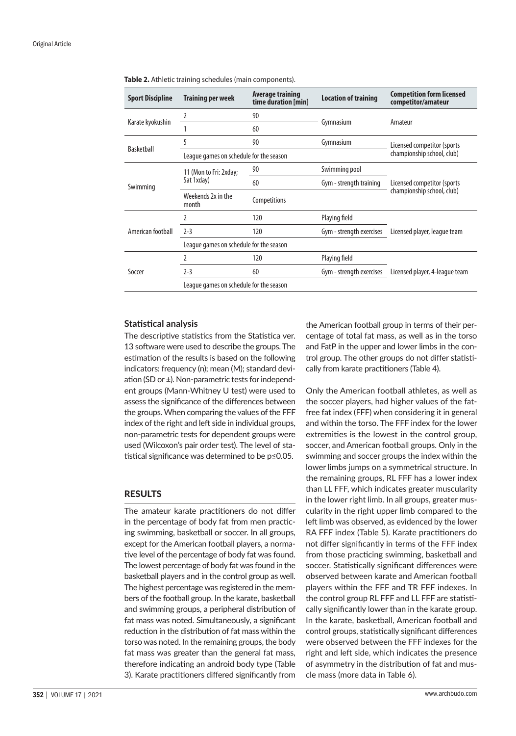**Table 2.** Athletic training schedules (main components).

| Sport Discipline | Training per week | Average training time duration [min] | Location of training | Competition form licensed competitor/amateur |
|---|---|---|---|---|
| Karate kyokushin | 2 | 90 | Gymnasium | Amateur |
| | 1 | 60 | | |
| Basketball | 5 | 90 | Gymnasium | Licensed competitor (sports championship school, club) |
| | League games on schedule for the season | | | |
| Swimming | 11 (Mon to Fri: 2xday; Sat 1xday) | 90 | Swimming pool | Licensed competitor (sports championship school, club) |
| | | 60 | Gym - strength training | |
| | Weekends 2x in the month | Competitions | | |
| American football | 2 | 120 | Playing field | Licensed player, league team |
| | 2-3 | 120 | Gym - strength exercises | |
| | League games on schedule for the season | | | |
| Soccer | 2 | 120 | Playing field | Licensed player, 4-league team |
| | 2-3 | 60 | Gym - strength exercises | |
| | League games on schedule for the season | | | |

### Statistical analysis

The descriptive statistics from the Statistica ver. 13 software were used to describe the groups. The estimation of the results is based on the following indicators: frequency (n); mean (M); standard deviation (SD or ±). Non-parametric tests for independent groups (Mann-Whitney U test) were used to assess the significance of the differences between the groups. When comparing the values of the FFF index of the right and left side in individual groups, non-parametric tests for dependent groups were used (Wilcoxon's pair order test). The level of statistical significance was determined to be $p \leq 0.05$.

## RESULTS

The amateur karate practitioners do not differ in the percentage of body fat from men practicing swimming, basketball or soccer. In all groups, except for the American football players, a normative level of the percentage of body fat was found. The lowest percentage of body fat was found in the basketball players and in the control group as well. The highest percentage was registered in the members of the football group. In the karate, basketball and swimming groups, a peripheral distribution of fat mass was noted. Simultaneously, a significant reduction in the distribution of fat mass within the torso was noted. In the remaining groups, the body fat mass was greater than the general fat mass, therefore indicating an android body type (Table 3). Karate practitioners differed significantly from the American football group in terms of their percentage of total fat mass, as well as in the torso and FatP in the upper and lower limbs in the control group. The other groups do not differ statistically from karate practitioners (Table 4).

Only the American football athletes, as well as the soccer players, had higher values of the fat-free fat index (FFF) when considering it in general and within the torso. The FFF index for the lower extremities is the lowest in the control group, soccer, and American football groups. Only in the swimming and soccer groups the index within the lower limbs jumps on a symmetrical structure. In the remaining groups, RL FFF has a lower index than LL FFF, which indicates greater muscularity in the lower right limb. In all groups, greater muscularity in the right upper limb compared to the left limb was observed, as evidenced by the lower RA FFF index (Table 5). Karate practitioners do not differ significantly in terms of the FFF index from those practicing swimming, basketball and soccer. Statistically significant differences were observed between karate and American football players within the FFF and TR FFF indexes. In the control group RL FFF and LL FFF are statistically significantly lower than in the karate group. In the karate, basketball, American football and control groups, statistically significant differences were observed between the FFF indexes for the right and left side, which indicates the presence of asymmetry in the distribution of fat and muscle mass (more data in Table 6).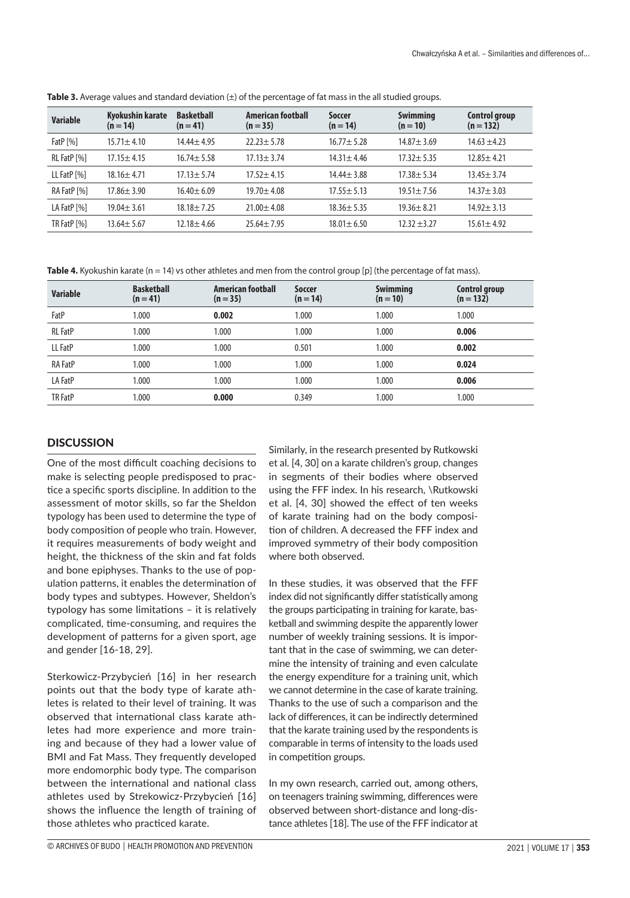**Table 3.** Average values and standard deviation (±) of the percentage of fat mass in the all studied groups.

| Variable | Kyokushin karate (n = 14) | Basketball (n = 41) | American football (n = 35) | Soccer (n = 14) | Swimming (n = 10) | Control group (n = 132) |
|---|---|---|---|---|---|---|
| FatP [%] | 15.71± 4.10 | 14.44± 4.95 | 22.23± 5.78 | 16.77± 5.28 | 14.87± 3.69 | 14.63 ±4.23 |
| RL FatP [%] | 17.15± 4.15 | 16.74± 5.58 | 17.13± 3.74 | 14.31± 4.46 | 17.32± 5.35 | 12.85± 4.21 |
| LL FatP [%] | 18.16± 4.71 | 17.13± 5.74 | 17.52± 4.15 | 14.44± 3.88 | 17.38± 5.34 | 13.45± 3.74 |
| RA FatP [%] | 17.86± 3.90 | 16.40± 6.09 | 19.70± 4.08 | 17.55± 5.13 | 19.51± 7.56 | 14.37± 3.03 |
| LA FatP [%] | 19.04± 3.61 | 18.18± 7.25 | 21.00± 4.08 | 18.36± 5.35 | 19.36± 8.21 | 14.92± 3.13 |
| TR FatP [%] | 13.64± 5.67 | 12.18± 4.66 | 25.64± 7.95 | 18.01± 6.50 | 12.32 ±3.27 | 15.61± 4.92 |

**Table 4.** Kyokushin karate (n = 14) vs other athletes and men from the control group [p] (the percentage of fat mass).

| Variable | Basketball (n = 41) | American football (n = 35) | Soccer (n = 14) | Swimming (n = 10) | Control group (n = 132) |
|---|---|---|---|---|---|
| FatP | 1.000 | **0.002** | 1.000 | 1.000 | 1.000 |
| RL FatP | 1.000 | 1.000 | 1.000 | 1.000 | **0.006** |
| LL FatP | 1.000 | 1.000 | 0.501 | 1.000 | **0.002** |
| RA FatP | 1.000 | 1.000 | 1.000 | 1.000 | **0.024** |
| LA FatP | 1.000 | 1.000 | 1.000 | 1.000 | **0.006** |
| TR FatP | 1.000 | **0.000** | 0.349 | 1.000 | 1.000 |

## DISCUSSION

One of the most difficult coaching decisions to make is selecting people predisposed to practice a specific sports discipline. In addition to the assessment of motor skills, so far the Sheldon typology has been used to determine the type of body composition of people who train. However, it requires measurements of body weight and height, the thickness of the skin and fat folds and bone epiphyses. Thanks to the use of population patterns, it enables the determination of body types and subtypes. However, Sheldon's typology has some limitations – it is relatively complicated, time-consuming, and requires the development of patterns for a given sport, age and gender [16-18, 29].

Sterkowicz-Przybycień [16] in her research points out that the body type of karate athletes is related to their level of training. It was observed that international class karate athletes had more experience and more training and because of they had a lower value of BMI and Fat Mass. They frequently developed more endomorphic body type. The comparison between the international and national class athletes used by Strekowicz-Przybycień [16] shows the influence the length of training of those athletes who practiced karate.

Similarly, in the research presented by Rutkowski et al. [4, 30] on a karate children's group, changes in segments of their bodies where observed using the FFF index. In his research, \Rutkowski et al. [4, 30] showed the effect of ten weeks of karate training had on the body composition of children. A decreased the FFF index and improved symmetry of their body composition where both observed.

In these studies, it was observed that the FFF index did not significantly differ statistically among the groups participating in training for karate, basketball and swimming despite the apparently lower number of weekly training sessions. It is important that in the case of swimming, we can determine the intensity of training and even calculate the energy expenditure for a training unit, which we cannot determine in the case of karate training. Thanks to the use of such a comparison and the lack of differences, it can be indirectly determined that the karate training used by the respondents is comparable in terms of intensity to the loads used in competition groups.

In my own research, carried out, among others, on teenagers training swimming, differences were observed between short-distance and long-distance athletes [18]. The use of the FFF indicator at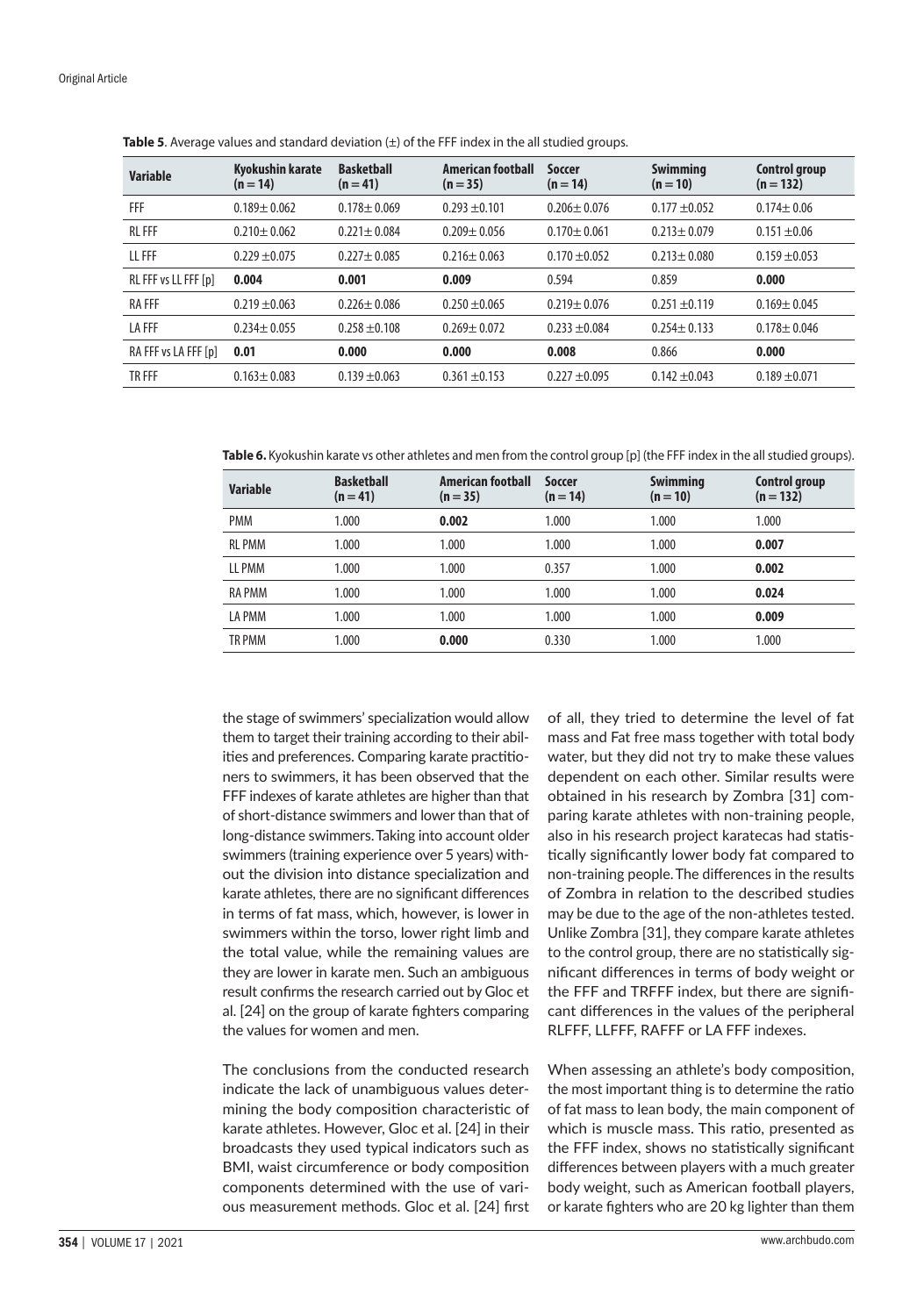**Table 5**. Average values and standard deviation (±) of the FFF index in the all studied groups.

| Variable | Kyokushin karate (n = 14) | Basketball (n = 41) | American football (n = 35) | Soccer (n = 14) | Swimming (n = 10) | Control group (n = 132) |
|---|---|---|---|---|---|---|
| FFF | 0.189± 0.062 | 0.178± 0.069 | 0.293 ±0.101 | 0.206± 0.076 | 0.177 ±0.052 | 0.174± 0.06 |
| RL FFF | 0.210± 0.062 | 0.221± 0.084 | 0.209± 0.056 | 0.170± 0.061 | 0.213± 0.079 | 0.151 ±0.06 |
| LL FFF | 0.229 ±0.075 | 0.227± 0.085 | 0.216± 0.063 | 0.170 ±0.052 | 0.213± 0.080 | 0.159 ±0.053 |
| RL FFF vs LL FFF [p] | **0.004** | **0.001** | **0.009** | 0.594 | 0.859 | **0.000** |
| RA FFF | 0.219 ±0.063 | 0.226± 0.086 | 0.250 ±0.065 | 0.219± 0.076 | 0.251 ±0.119 | 0.169± 0.045 |
| LA FFF | 0.234± 0.055 | 0.258 ±0.108 | 0.269± 0.072 | 0.233 ±0.084 | 0.254± 0.133 | 0.178± 0.046 |
| RA FFF vs LA FFF [p] | **0.01** | **0.000** | **0.000** | **0.008** | 0.866 | **0.000** |
| TR FFF | 0.163± 0.083 | 0.139 ±0.063 | 0.361 ±0.153 | 0.227 ±0.095 | 0.142 ±0.043 | 0.189 ±0.071 |

**Table 6.** Kyokushin karate vs other athletes and men from the control group [p] (the FFF index in the all studied groups).

| Variable | Basketball (n = 41) | American football (n = 35) | Soccer (n = 14) | Swimming (n = 10) | Control group (n = 132) |
|---|---|---|---|---|---|
| PMM | 1.000 | **0.002** | 1.000 | 1.000 | 1.000 |
| RL PMM | 1.000 | 1.000 | 1.000 | 1.000 | **0.007** |
| LL PMM | 1.000 | 1.000 | 0.357 | 1.000 | **0.002** |
| RA PMM | 1.000 | 1.000 | 1.000 | 1.000 | **0.024** |
| LA PMM | 1.000 | 1.000 | 1.000 | 1.000 | **0.009** |
| TR PMM | 1.000 | **0.000** | 0.330 | 1.000 | 1.000 |

the stage of swimmers' specialization would allow them to target their training according to their abilities and preferences. Comparing karate practitioners to swimmers, it has been observed that the FFF indexes of karate athletes are higher than that of short-distance swimmers and lower than that of long-distance swimmers. Taking into account older swimmers (training experience over 5 years) without the division into distance specialization and karate athletes, there are no significant differences in terms of fat mass, which, however, is lower in swimmers within the torso, lower right limb and the total value, while the remaining values are they are lower in karate men. Such an ambiguous result confirms the research carried out by Gloc et al. [24] on the group of karate fighters comparing the values for women and men.

The conclusions from the conducted research indicate the lack of unambiguous values determining the body composition characteristic of karate athletes. However, Gloc et al. [24] in their broadcasts they used typical indicators such as BMI, waist circumference or body composition components determined with the use of various measurement methods. Gloc et al. [24] first of all, they tried to determine the level of fat mass and Fat free mass together with total body water, but they did not try to make these values dependent on each other. Similar results were obtained in his research by Zombra [31] comparing karate athletes with non-training people, also in his research project karatecas had statistically significantly lower body fat compared to non-training people. The differences in the results of Zombra in relation to the described studies may be due to the age of the non-athletes tested. Unlike Zombra [31], they compare karate athletes to the control group, there are no statistically significant differences in terms of body weight or the FFF and TRFFF index, but there are significant differences in the values of the peripheral RLFFF, LLFFF, RAFFF or LA FFF indexes.

When assessing an athlete's body composition, the most important thing is to determine the ratio of fat mass to lean body, the main component of which is muscle mass. This ratio, presented as the FFF index, shows no statistically significant differences between players with a much greater body weight, such as American football players, or karate fighters who are 20 kg lighter than them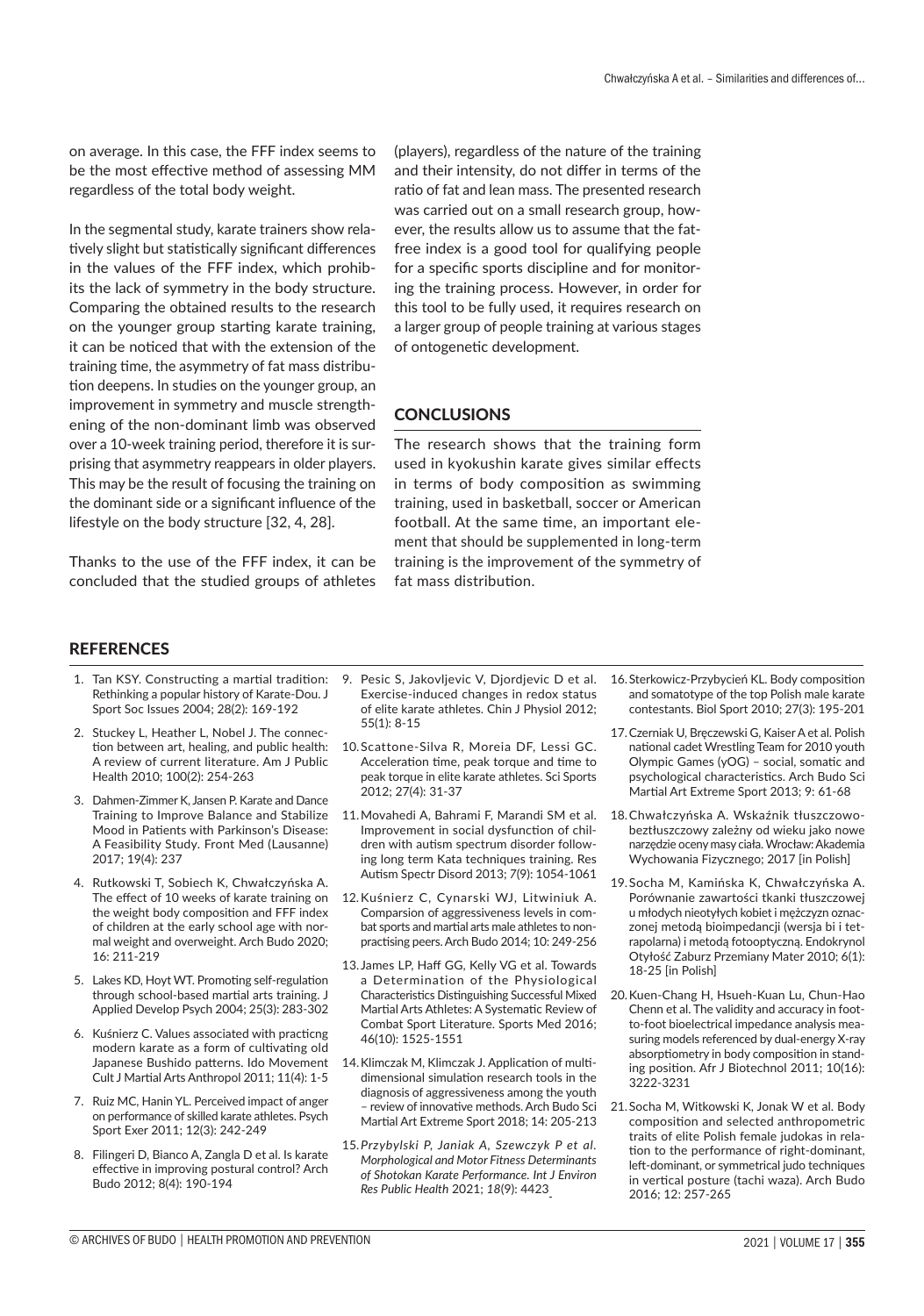on average. In this case, the FFF index seems to be the most effective method of assessing MM regardless of the total body weight.

In the segmental study, karate trainers show relatively slight but statistically significant differences in the values of the FFF index, which prohibits the lack of symmetry in the body structure. Comparing the obtained results to the research on the younger group starting karate training, it can be noticed that with the extension of the training time, the asymmetry of fat mass distribution deepens. In studies on the younger group, an improvement in symmetry and muscle strengthening of the non-dominant limb was observed over a 10-week training period, therefore it is surprising that asymmetry reappears in older players. This may be the result of focusing the training on the dominant side or a significant influence of the lifestyle on the body structure [32, 4, 28].

Thanks to the use of the FFF index, it can be concluded that the studied groups of athletes (players), regardless of the nature of the training and their intensity, do not differ in terms of the ratio of fat and lean mass. The presented research was carried out on a small research group, however, the results allow us to assume that the fat-free index is a good tool for qualifying people for a specific sports discipline and for monitoring the training process. However, in order for this tool to be fully used, it requires research on a larger group of people training at various stages of ontogenetic development.

## CONCLUSIONS

The research shows that the training form used in kyokushin karate gives similar effects in terms of body composition as swimming training, used in basketball, soccer or American football. At the same time, an important element that should be supplemented in long-term training is the improvement of the symmetry of fat mass distribution.

## REFERENCES

1. Tan KSY. Constructing a martial tradition: Rethinking a popular history of Karate-Dou. J Sport Soc Issues 2004; 28(2): 169-192
2. Stuckey L, Heather L, Nobel J. The connection between art, healing, and public health: A review of current literature. Am J Public Health 2010; 100(2): 254-263
3. Dahmen-Zimmer K, Jansen P. Karate and Dance Training to Improve Balance and Stabilize Mood in Patients with Parkinson's Disease: A Feasibility Study. Front Med (Lausanne) 2017; 19(4): 237
4. Rutkowski T, Sobiech K, Chwałczyńska A. The effect of 10 weeks of karate training on the weight body composition and FFF index of children at the early school age with normal weight and overweight. Arch Budo 2020; 16: 211-219
5. Lakes KD, Hoyt WT. Promoting self-regulation through school-based martial arts training. J Applied Develop Psych 2004; 25(3): 283-302
6. Kuśnierz C. Values associated with practicng modern karate as a form of cultivating old Japanese Bushido patterns. Ido Movement Cult J Martial Arts Anthropol 2011; 11(4): 1-5
7. Ruiz MC, Hanin YL. Perceived impact of anger on performance of skilled karate athletes. Psych Sport Exer 2011; 12(3): 242-249
8. Filingeri D, Bianco A, Zangla D et al. Is karate effective in improving postural control? Arch Budo 2012; 8(4): 190-194
9. Pesic S, Jakovljevic V, Djordjevic D et al. Exercise-induced changes in redox status of elite karate athletes. Chin J Physiol 2012; 55(1): 8-15
10. Scattone-Silva R, Moreia DF, Lessi GC. Acceleration time, peak torque and time to peak torque in elite karate athletes. Sci Sports 2012; 27(4): 31-37
11. Movahedi A, Bahrami F, Marandi SM et al. Improvement in social dysfunction of children with autism spectrum disorder following long term Kata techniques training. Res Autism Spectr Disord 2013; 7(9): 1054-1061
12. Kuśnierz C, Cynarski WJ, Litwiniuk A. Comparsion of aggressiveness levels in combat sports and martial arts male athletes to non-practising peers. Arch Budo 2014; 10: 249-256
13. James LP, Haff GG, Kelly VG et al. Towards a Determination of the Physiological Characteristics Distinguishing Successful Mixed Martial Arts Athletes: A Systematic Review of Combat Sport Literature. Sports Med 2016; 46(10): 1525-1551
14. Klimczak M, Klimczak J. Application of multidimensional simulation research tools in the diagnosis of aggressiveness among the youth – review of innovative methods. Arch Budo Sci Martial Art Extreme Sport 2018; 14: 205-213
15. *Przybylski P, Janiak A, Szewczyk P et al. Morphological and Motor Fitness Determinants of Shotokan Karate Performance. Int J Environ Res Public Health 2021; 18(9): 4423*
16. Sterkowicz-Przybycień KL. Body composition and somatotype of the top Polish male karate contestants. Biol Sport 2010; 27(3): 195-201
17. Czerniak U, Bręczewski G, Kaiser A et al. Polish national cadet Wrestling Team for 2010 youth Olympic Games (yOG) – social, somatic and psychological characteristics. Arch Budo Sci Martial Art Extreme Sport 2013; 9: 61-68
18. Chwałczyńska A. Wskaźnik tłuszczowo-beztłuszczowy zależny od wieku jako nowe narzędzie oceny masy ciała. Wrocław: Akademia Wychowania Fizycznego; 2017 [in Polish]
19. Socha M, Kamińska K, Chwałczyńska A. Porównanie zawartości tkanki tłuszczowej u młodych nieotyłych kobiet i mężczyzn oznaczonej metodą bioimpedancji (wersja bi i tetrapolarna) i metodą fotooptyczną. Endokrynol Otyłość Zaburz Przemiany Mater 2010; 6(1): 18-25 [in Polish]
20. Kuen-Chang H, Hsueh-Kuan Lu, Chun-Hao Chenn et al. The validity and accuracy in foot-to-foot bioelectrical impedance analysis measuring models referenced by dual-energy X-ray absorptiometry in body composition in standing position. Afr J Biotechnol 2011; 10(16): 3222-3231
21. Socha M, Witkowski K, Jonak W et al. Body composition and selected anthropometric traits of elite Polish female judokas in relation to the performance of right-dominant, left-dominant, or symmetrical judo techniques in vertical posture (tachi waza). Arch Budo 2016; 12: 257-265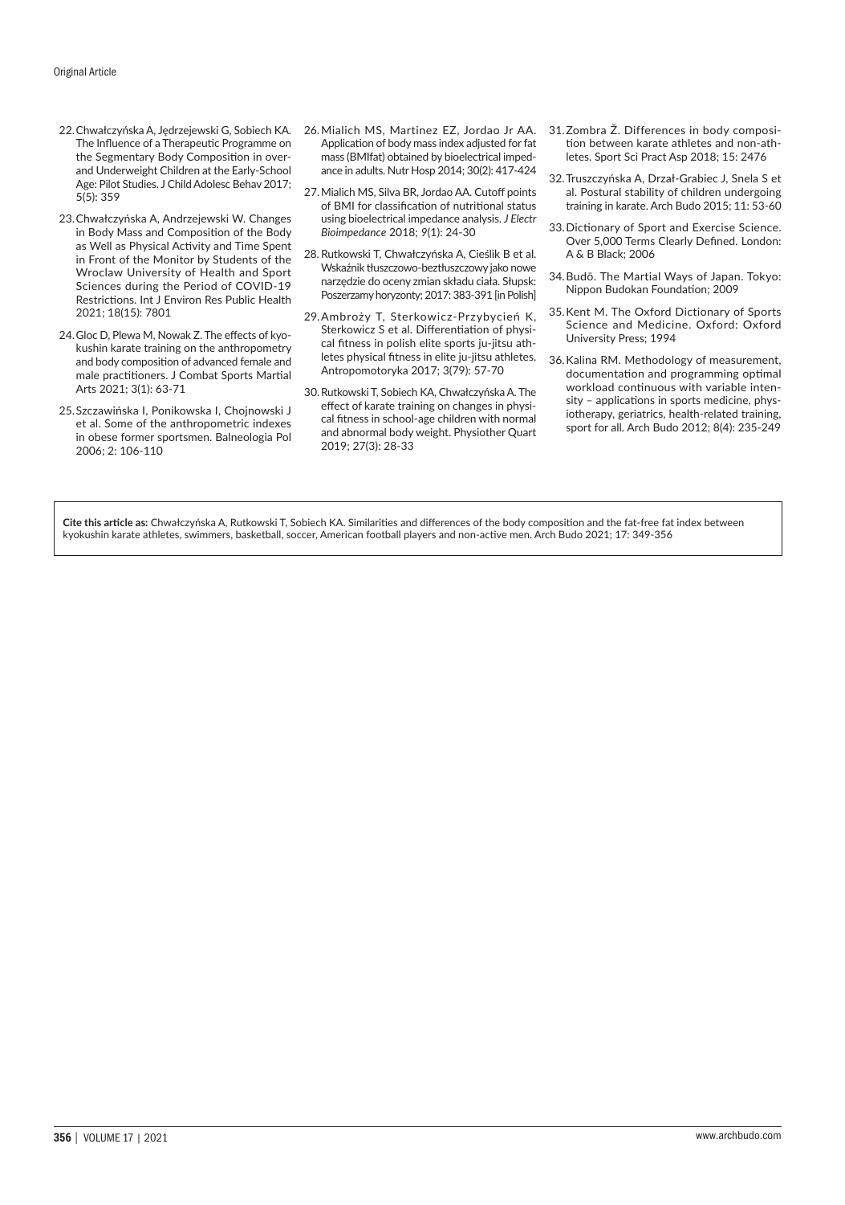22. Chwałczyńska A, Jędrzejewski G, Sobiech KA. The Influence of a Therapeutic Programme on the Segmentary Body Composition in over- and Underweight Children at the Early-School Age: Pilot Studies. J Child Adolesc Behav 2017; 5(5): 359

23. Chwałczyńska A, Andrzejewski W. Changes in Body Mass and Composition of the Body as Well as Physical Activity and Time Spent in Front of the Monitor by Students of the Wroclaw University of Health and Sport Sciences during the Period of COVID-19 Restrictions. Int J Environ Res Public Health 2021; 18(15): 7801

24. Gloc D, Plewa M, Nowak Z. The effects of kyokushin karate training on the anthropometry and body composition of advanced female and male practitioners. J Combat Sports Martial Arts 2021; 3(1): 63-71

25. Szczawińska I, Ponikowska I, Chojnowski J et al. Some of the anthropometric indexes in obese former sportsmen. Balneologia Pol 2006; 2: 106-110

26. Mialich MS, Martinez EZ, Jordao Jr AA. Application of body mass index adjusted for fat mass (BMIfat) obtained by bioelectrical impedance in adults. Nutr Hosp 2014; 30(2): 417-424

27. Mialich MS, Silva BR, Jordao AA. Cutoff points of BMI for classification of nutritional status using bioelectrical impedance analysis. *J Electr Bioimpedance* 2018; *9*(1): 24-30

28. Rutkowski T, Chwałczyńska A, Cieślik B et al. Wskaźnik tłuszczowo-beztłuszczowy jako nowe narzędzie do oceny zmian składu ciała. Słupsk: Poszerzamy horyzonty; 2017: 383-391 [in Polish]

29. Ambroży T, Sterkowicz-Przybycień K, Sterkowicz S et al. Differentiation of physical fitness in polish elite sports ju-jitsu athletes physical fitness in elite ju-jitsu athletes. Antropomotoryka 2017; 3(79): 57-70

30. Rutkowski T, Sobiech KA, Chwałczyńska A. The effect of karate training on changes in physical fitness in school-age children with normal and abnormal body weight. Physiother Quart 2019; 27(3): 28-33

31. Zombra Ž. Differences in body composition between karate athletes and non-athletes. Sport Sci Pract Asp 2018; 15: 2476

32. Truszczyńska A, Drzał-Grabiec J, Snela S et al. Postural stability of children undergoing training in karate. Arch Budo 2015; 11: 53-60

33. Dictionary of Sport and Exercise Science. Over 5,000 Terms Clearly Defined. London: A & B Black; 2006

34. Budō. The Martial Ways of Japan. Tokyo: Nippon Budokan Foundation; 2009

35. Kent M. The Oxford Dictionary of Sports Science and Medicine. Oxford: Oxford University Press; 1994

36. Kalina RM. Methodology of measurement, documentation and programming optimal workload continuous with variable intensity – applications in sports medicine, physiotherapy, geriatrics, health-related training, sport for all. Arch Budo 2012; 8(4): 235-249

**Cite this article as:** Chwałczyńska A, Rutkowski T, Sobiech KA. Similarities and differences of the body composition and the fat-free fat index between kyokushin karate athletes, swimmers, basketball, soccer, American football players and non-active men. Arch Budo 2021; 17: 349-356